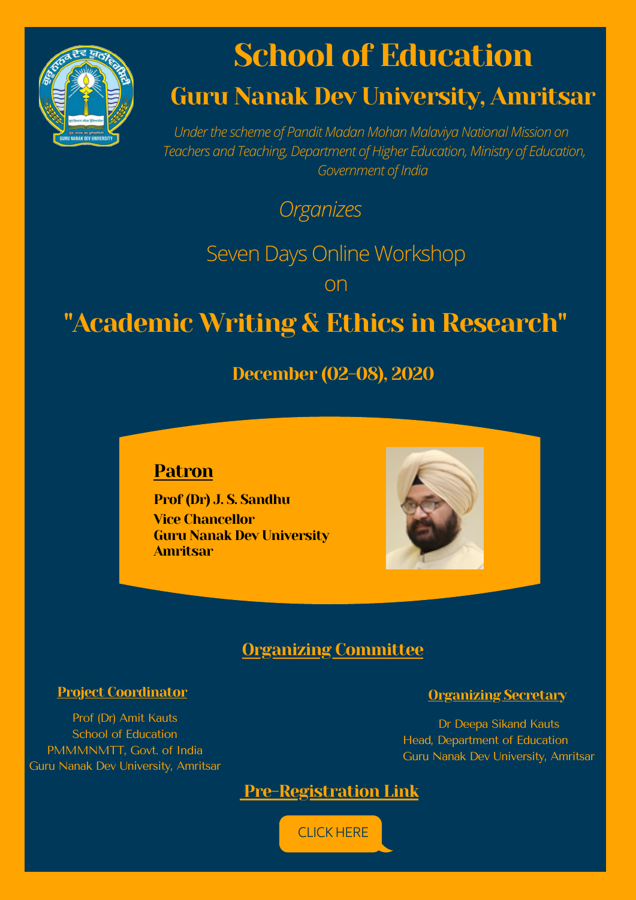# School of Education

## Guru Nanak Dev University, Amritsar

*Under the scheme of Pandit Madan Mohan Malaviya National Mission on Teachers and Teaching, Department of Higher Education, Ministry of Education, Government of India*

*Organizes*

Seven Days Online Workshop

on

# "Academic Writing & Ethics in Research"

**December (02-08), 2020**

**Patron**

**Prof (Dr) J. S. Sandhu**
**Vice Chancellor**
**Guru Nanak Dev University**
**Amritsar**

## Organizing Committee

**Project Coordinator**

Prof (Dr) Amit Kauts
School of Education
PMMMNMTT, Govt. of India
Guru Nanak Dev University, Amritsar

**Organizing Secretary**

Dr Deepa Sikand Kauts
Head, Department of Education
Guru Nanak Dev University, Amritsar

**Pre-Registration Link**

CLICK HERE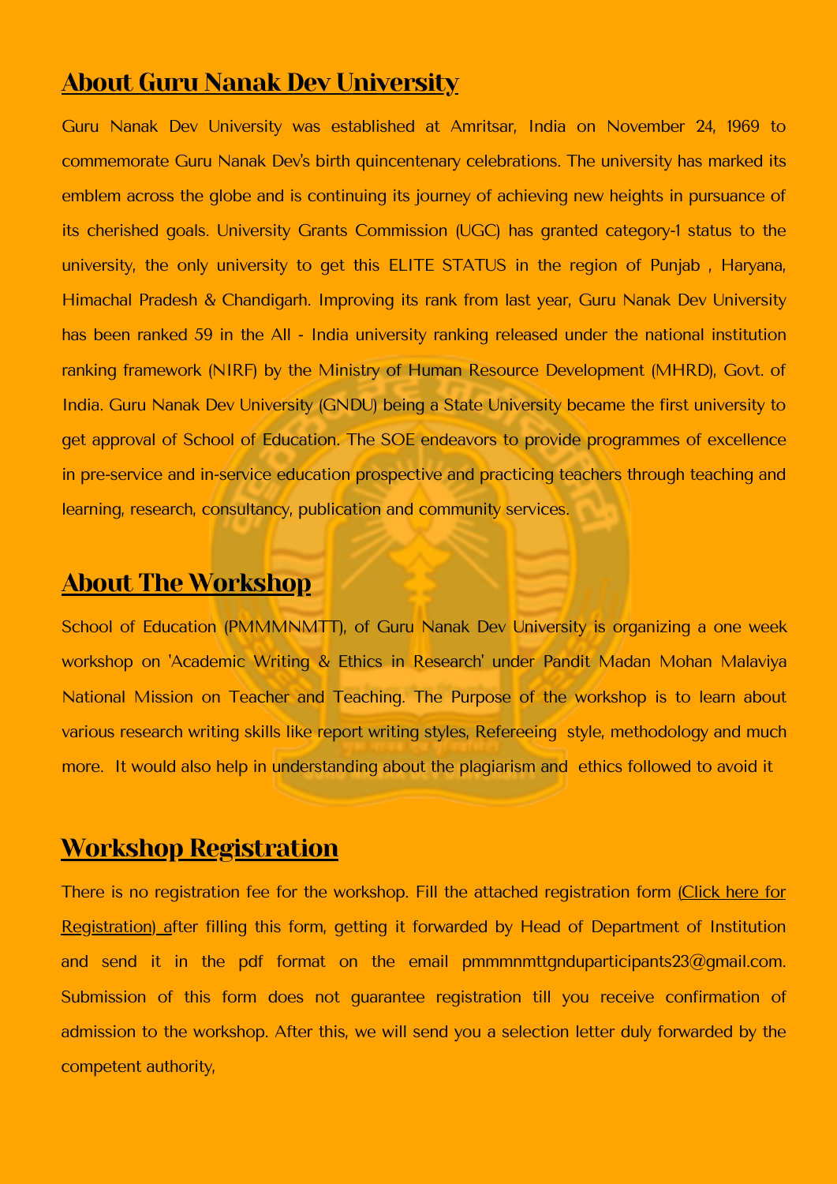## About Guru Nanak Dev University

Guru Nanak Dev University was established at Amritsar, India on November 24, 1969 to commemorate Guru Nanak Dev's birth quincentenary celebrations. The university has marked its emblem across the globe and is continuing its journey of achieving new heights in pursuance of its cherished goals. University Grants Commission (UGC) has granted category-1 status to the university, the only university to get this ELITE STATUS in the region of Punjab , Haryana, Himachal Pradesh & Chandigarh. Improving its rank from last year, Guru Nanak Dev University has been ranked 59 in the All - India university ranking released under the national institution ranking framework (NIRF) by the Ministry of Human Resource Development (MHRD), Govt. of India. Guru Nanak Dev University (GNDU) being a State University became the first university to get approval of School of Education. The SOE endeavors to provide programmes of excellence in pre-service and in-service education prospective and practicing teachers through teaching and learning, research, consultancy, publication and community services.

## About The Workshop

School of Education (PMMMNMTT), of Guru Nanak Dev University is organizing a one week workshop on 'Academic Writing & Ethics in Research' under Pandit Madan Mohan Malaviya National Mission on Teacher and Teaching. The Purpose of the workshop is to learn about various research writing skills like report writing styles, Refereeing style, methodology and much more. It would also help in understanding about the plagiarism and ethics followed to avoid it

## Workshop Registration

There is no registration fee for the workshop. Fill the attached registration form (Click here for Registration) after filling this form, getting it forwarded by Head of Department of Institution and send it in the pdf format on the email pmmmnmttgnduparticipants23@gmail.com. Submission of this form does not guarantee registration till you receive confirmation of admission to the workshop. After this, we will send you a selection letter duly forwarded by the competent authority,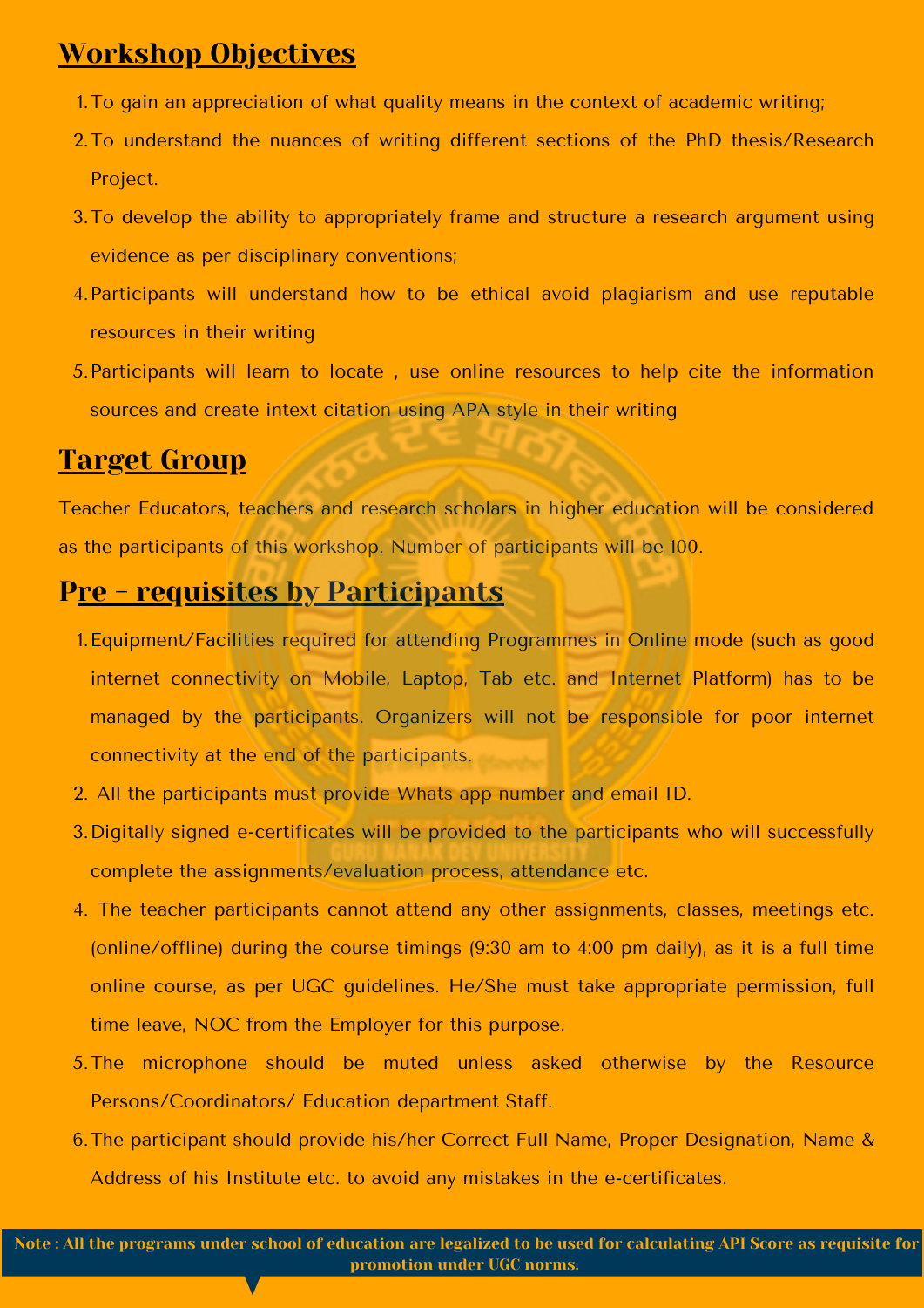## Workshop Objectives

1. To gain an appreciation of what quality means in the context of academic writing;
2. To understand the nuances of writing different sections of the PhD thesis/Research Project.
3. To develop the ability to appropriately frame and structure a research argument using evidence as per disciplinary conventions;
4. Participants will understand how to be ethical avoid plagiarism and use reputable resources in their writing
5. Participants will learn to locate , use online resources to help cite the information sources and create intext citation using APA style in their writing

## Target Group

Teacher Educators, teachers and research scholars in higher education will be considered as the participants of this workshop. Number of participants will be 100.

## Pre - requisites by Participants

1. Equipment/Facilities required for attending Programmes in Online mode (such as good internet connectivity on Mobile, Laptop, Tab etc. and Internet Platform) has to be managed by the participants. Organizers will not be responsible for poor internet connectivity at the end of the participants.
2. All the participants must provide Whats app number and email ID.
3. Digitally signed e-certificates will be provided to the participants who will successfully complete the assignments/evaluation process, attendance etc.
4. The teacher participants cannot attend any other assignments, classes, meetings etc. (online/offline) during the course timings (9:30 am to 4:00 pm daily), as it is a full time online course, as per UGC guidelines. He/She must take appropriate permission, full time leave, NOC from the Employer for this purpose.
5. The microphone should be muted unless asked otherwise by the Resource Persons/Coordinators/ Education department Staff.
6. The participant should provide his/her Correct Full Name, Proper Designation, Name & Address of his Institute etc. to avoid any mistakes in the e-certificates.

**Note : All the programs under school of education are legalized to be used for calculating API Score as requisite for promotion under UGC norms.**